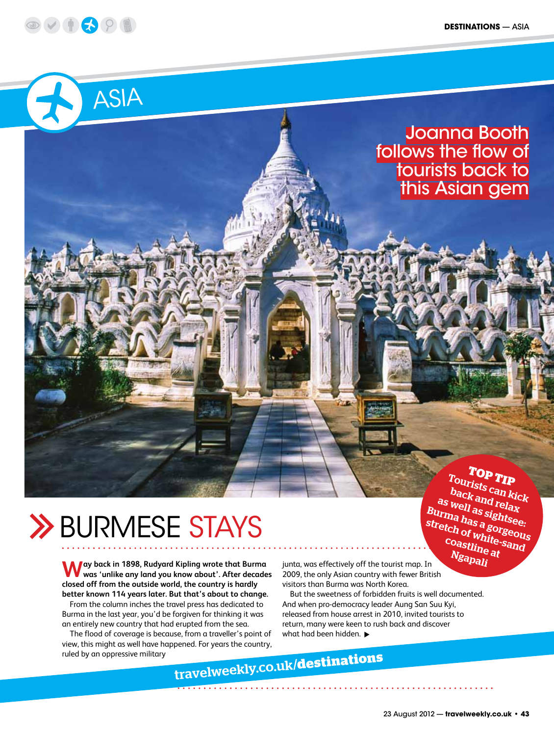# ASIA

Joanna Booth follows the flow of tourists back to this Asian gem

**TOP TIP**
Tourists can kick back and relax as well as sightsee: Burma has a gorgeous stretch of white-sand coastline at Ngapali

## BURMESE STAYS

**Way back in 1898, Rudyard Kipling wrote that Burma was 'unlike any land you know about'. After decades closed off from the outside world, the country is hardly better known 114 years later. But that's about to change.**

From the column inches the travel press has dedicated to Burma in the last year, you'd be forgiven for thinking it was an entirely new country that had erupted from the sea.

The flood of coverage is because, from a traveller's point of view, this might as well have happened. For years the country, ruled by an oppressive military junta, was effectively off the tourist map. In 2009, the only Asian country with fewer British visitors than Burma was North Korea.

But the sweetness of forbidden fruits is well documented. And when pro-democracy leader Aung San Suu Kyi, released from house arrest in 2010, invited tourists to return, many were keen to rush back and discover what had been hidden. ▶

travelweekly.co.uk/destinations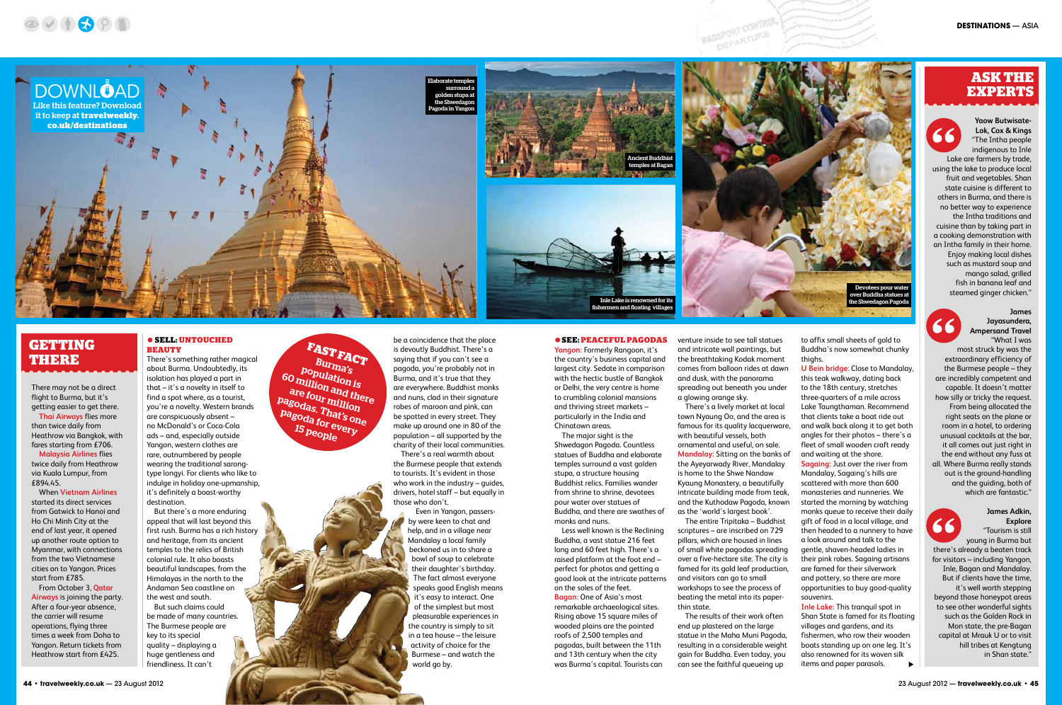DOWNLOAD
Like this feature? Download it to keep at **travelweekly.co.uk/destinations**

Elaborate temples surround a golden stupa at the Shwedagon Pagoda in Yangon

Ancient Buddhist temples at Bagan

Inle Lake is renowned for its fishermen and floating villages

Devotees pour water over Buddha statues at the Shwedagon Pagoda

## GETTING THERE

There may not be a direct flight to Burma, but it's getting easier to get there.

**Thai Airways** flies more than twice daily from Heathrow via Bangkok, with fares starting from £706.

**Malaysia Airlines** flies twice daily from Heathrow via Kuala Lumpur, from £894.45.

When **Vietnam Airlines** started its direct services from Gatwick to Hanoi and Ho Chi Minh City at the end of last year, it opened up another route option to Myanmar, with connections from the two Vietnamese cities on to Yangon. Prices start from £785.

From October 3, **Qatar Airways** is joining the party. After a four-year absence, the carrier will resume operations, flying three times a week from Doha to Yangon. Return tickets from Heathrow start from £425.

## SELL: UNTOUCHED BEAUTY

There's something rather magical about Burma. Undoubtedly, its isolation has played a part in that – it's a novelty in itself to find a spot where, as a tourist, you're a novelty. Western brands are conspicuously absent – no McDonald's or Coca-Cola ads – and, especially outside Yangon, western clothes are rare, outnumbered by people wearing the traditional sarong-type longyi. For clients who like to indulge in holiday one-upmanship, it's definitely a boast-worthy destination.

But there's a more enduring appeal that will last beyond this first rush. Burma has a rich history and heritage, from its ancient temples to the relics of British colonial rule. It also boasts beautiful landscapes, from the Himalayas in the north to the Andaman Sea coastline on the west and south.

But such claims could be made of many countries. The Burmese people are key to its special quality – displaying a huge gentleness and friendliness. It can't be a coincidence that the place is devoutly Buddhist. There's a saying that if you can't see a pagoda, you're probably not in Burma, and it's true that they are everywhere. Buddhist monks and nuns, clad in their signature robes of maroon and pink, can be spotted in every street. They make up around one in 80 of the population – all supported by the charity of their local communities.

There's a real warmth about the Burmese people that extends to tourists. It's evident in those who work in the industry – guides, drivers, hotel staff – but equally in those who don't.

Even in Yangon, passers-by were keen to chat and help, and in a village near Mandalay a local family beckoned us in to share a bowl of soup to celebrate their daughter's birthday. The fact almost everyone speaks good English means it's easy to interact. One of the simplest but most pleasurable experiences in the country is simply to sit in a tea house – the leisure activity of choice for the Burmese – and watch the world go by.

**FAST FACT**
Burma's population is 60 million and there are four million pagodas. That's one pagoda for every 15 people

## SEE: PEACEFUL PAGODAS

**Yangon:** Formerly Rangoon, it's the country's business capital and largest city. Sedate in comparison with the hectic bustle of Bangkok or Delhi, the very centre is home to crumbling colonial mansions and thriving street markets – particularly in the India and Chinatown areas.

The major sight is the Shwedagon Pagoda. Countless statues of Buddha and elaborate temples surround a vast golden stupa, a structure housing Buddhist relics. Families wander from shrine to shrine, devotees pour water over statues of Buddha, and there are swathes of monks and nuns.

Less well known is the Reclining Buddha, a vast statue 216 feet long and 60 feet high. There's a raised platform at the foot end – perfect for photos and getting a good look at the intricate patterns on the soles of the feet.

**Bagan:** One of Asia's most remarkable archaeological sites. Rising above 15 square miles of wooded plains are the pointed roofs of 2,500 temples and pagodas, built between the 11th and 13th century when the city was Burma's capital. Tourists can venture inside to see tall statues and intricate wall paintings, but the breathtaking Kodak moment comes from balloon rides at dawn and dusk, with the panorama spreading out beneath you under a glowing orange sky.

There's a lively market at local town Nyaung Oo, and the area is famous for its quality lacquerware, with beautiful vessels, both ornamental and useful, on sale.

**Mandalay:** Sitting on the banks of the Ayeyarwady River, Mandalay is home to the Shwe Nandaw Kyaung Monastery, a beautifully intricate building made from teak, and the Kuthodaw Pagoda, known as the 'world's largest book'.

The entire Tripitaka – Buddhist scriptures – are inscribed on 729 pillars, which are housed in lines of small white pagodas spreading over a five-hectare site. The city is famed for its gold leaf production, and visitors can go to small workshops to see the process of beating the metal into its paper-thin state.

The results of their work often end up plastered on the large statue in the Maha Muni Pagoda, resulting in a considerable weight gain for Buddha. Even today, you can see the faithful queueing up to affix small sheets of gold to Buddha's now somewhat chunky thighs.

**U Bein bridge:** Close to Mandalay, this teak walkway, dating back to the 18th century, stretches three-quarters of a mile across Lake Taungthaman. Recommend that clients take a boat ride out and walk back along it to get both angles for their photos – there's a fleet of small wooden craft ready and waiting at the shore.

**Sagaing:** Just over the river from Mandalay, Sagaing's hills are scattered with more than 600 monasteries and nunneries. We started the morning by watching monks queue to receive their daily gift of food in a local village, and then headed to a nunnery to have a look around and talk to the gentle, shaven-headed ladies in their pink robes. Sagaing artisans are famed for their silverwork and pottery, so there are more opportunities to buy good-quality souvenirs.

**Inle Lake:** This tranquil spot in Shan State is famed for its floating villages and gardens, and its fishermen, who row their wooden boats standing up on one leg. It's also renowned for its woven silk items and paper parasols.

## ASK THE EXPERTS

**Yaow Butwisate-Lok, Cox & Kings**
"The Intha people indigenous to Inle Lake are farmers by trade, using the lake to produce local fruit and vegetables. Shan state cuisine is different to others in Burma, and there is no better way to experience the Intha traditions and cuisine than by taking part in a cooking demonstration with an Intha family in their home. Enjoy making local dishes such as mustard soup and mango salad, grilled fish in banana leaf and steamed ginger chicken."

**James Jayasundera, Ampersand Travel**
"What I was most struck by was the extraordinary efficiency of the Burmese people – they are incredibly competent and capable. It doesn't matter how silly or tricky the request. From being allocated the right seats on the plane or room in a hotel, to ordering unusual cocktails at the bar, it all comes out just right in the end without any fuss at all. Where Burma really stands out is the ground-handling and the guiding, both of which are fantastic."

**James Adkin, Explore**
"Tourism is still young in Burma but there's already a beaten track for visitors – including Yangon, Inle, Bagan and Mandalay. But if clients have the time, it's well worth stepping beyond those honeypot areas to see other wonderful sights such as the Golden Rock in Mon state, the pre-Bagan capital at Mrauk U or to visit hill tribes at Kengtung in Shan state."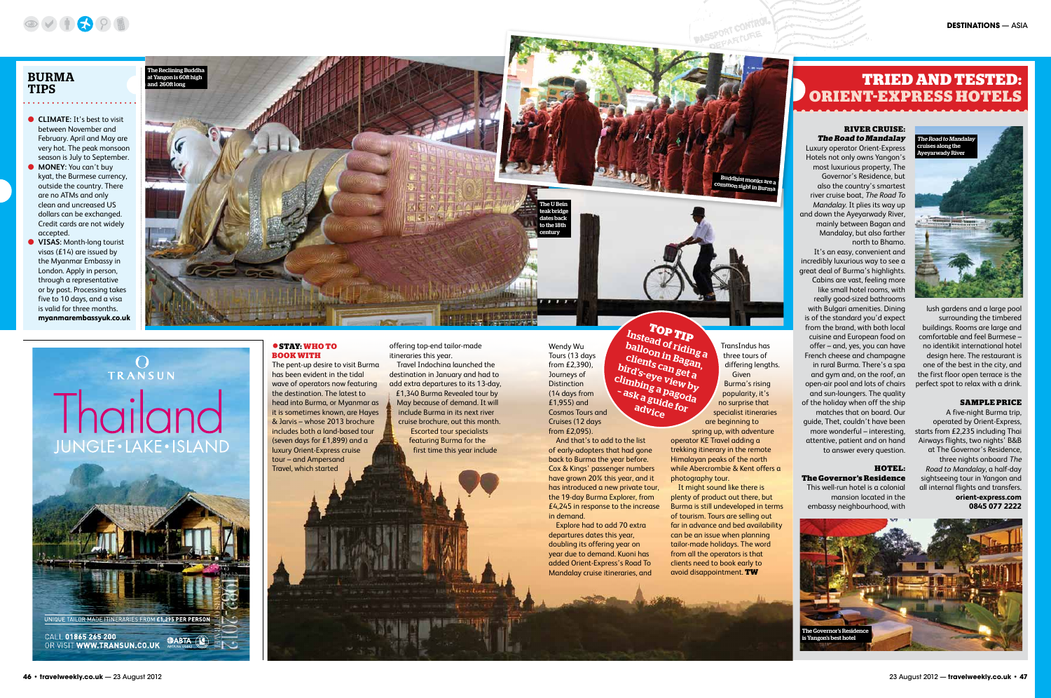## BURMA TIPS

- **CLIMATE:** It's best to visit between November and February. April and May are very hot. The peak monsoon season is July to September.
- **MONEY:** You can't buy kyat, the Burmese currency, outside the country. There are no ATMs and only clean and uncreased US dollars can be exchanged. Credit cards are not widely accepted.
- **VISAS:** Month-long tourist visas (£14) are issued by the Myanmar Embassy in London. Apply in person, through a representative or by post. Processing takes five to 10 days, and a visa is valid for three months. **myanmarembassyuk.co.uk**

The Reclining Buddha at Yangon is 60ft high and 260ft long

Buddhist monks are a common sight in Burma

The U Bein teak bridge dates back to the 18th century

TRANSUN

Thailand

JUNGLE • LAKE • ISLAND

UNIQUE TAILOR MADE ITINERARIES FROM £1,295 PER PERSON

CALL 01865 265 200
OR VISIT WWW.TRANSUN.CO.UK

### STAY: WHO TO BOOK WITH

The pent-up desire to visit Burma has been evident in the tidal wave of operators now featuring the destination. The latest to head into Burma, or Myanmar as it is sometimes known, are Hayes & Jarvis – whose 2013 brochure includes both a land-based tour (seven days for £1,899) and a luxury Orient-Express cruise tour – and Ampersand Travel, which started offering top-end tailor-made itineraries this year.

Travel Indochina launched the destination in January and had to add extra departures to its 13-day, £1,340 Burma Revealed tour by May because of demand. It will include Burma in its next river cruise brochure, out this month.

Escorted tour specialists featuring Burma for the first time this year include Wendy Wu Tours (13 days from £2,390), Journeys of Distinction (14 days from £1,955) and Cosmos Tours and Cruises (12 days from £2,095).

And that's to add to the list of early-adopters that had gone back to Burma the year before. Cox & Kings' passenger numbers have grown 20% this year, and it has introduced a new private tour, the 19-day Burma Explorer, from £4,245 in response to the increase in demand.

Explore had to add 70 extra departures dates this year, doubling its offering year on year due to demand. Kuoni has added Orient-Express's Road To Mandalay cruise itineraries, and TransIndus has three tours of differing lengths.

**TOP TIP** Instead of riding a balloon in Bagan, clients can get a bird's-eye view by climbing a pagoda – ask a guide for advice

Given Burma's rising popularity, it's no surprise that specialist itineraries are beginning to spring up, with adventure operator KE Travel adding a trekking itinerary in the remote Himalayan peaks of the north while Abercrombie & Kent offers a photography tour.

It might sound like there is plenty of product out there, but Burma is still undeveloped in terms of tourism. Tours are selling out far in advance and bed availability can be an issue when planning tailor-made holidays. The word from all the operators is that clients need to book early to avoid disappointment. **TW**

## TRIED AND TESTED: ORIENT-EXPRESS HOTELS

### RIVER CRUISE: *The Road to Mandalay*

Luxury operator Orient-Express Hotels not only owns Yangon's most luxurious property, The Governor's Residence, but also the country's smartest river cruise boat, *The Road To Mandalay*. It plies its way up and down the Ayeyarwady River, mainly between Bagan and Mandalay, but also farther north to Bhamo.

It's an easy, convenient and incredibly luxurious way to see a great deal of Burma's highlights. Cabins are vast, feeling more like small hotel rooms, with really good-sized bathrooms with Bulgari amenities. Dining is of the standard you'd expect from the brand, with both local cuisine and European food on offer – and, yes, you can have French cheese and champagne in rural Burma. There's a spa and gym and, on the roof, an open-air pool and lots of chairs and sun-loungers. The quality of the holiday when off the ship matches that on board. Our guide, Thet, couldn't have been more wonderful – interesting, attentive, patient and on hand to answer every question.

The Road to Mandalay cruises along the Ayeyarwady River

### HOTEL: The Governor's Residence

This well-run hotel is a colonial mansion located in the embassy neighbourhood, with lush gardens and a large pool surrounding the timbered buildings. Rooms are large and comfortable and feel Burmese – no identikit international hotel design here. The restaurant is one of the best in the city, and the first floor open terrace is the perfect spot to relax with a drink.

### SAMPLE PRICE

A five-night Burma trip, operated by Orient-Express, starts from £2,235 including Thai Airways flights, two nights' B&B at The Governor's Residence, three nights onboard *The Road to Mandalay*, a half-day sightseeing tour in Yangon and all internal flights and transfers.
**orient-express.com**
**0845 077 2222**

The Governor's Residence is Yangon's best hotel